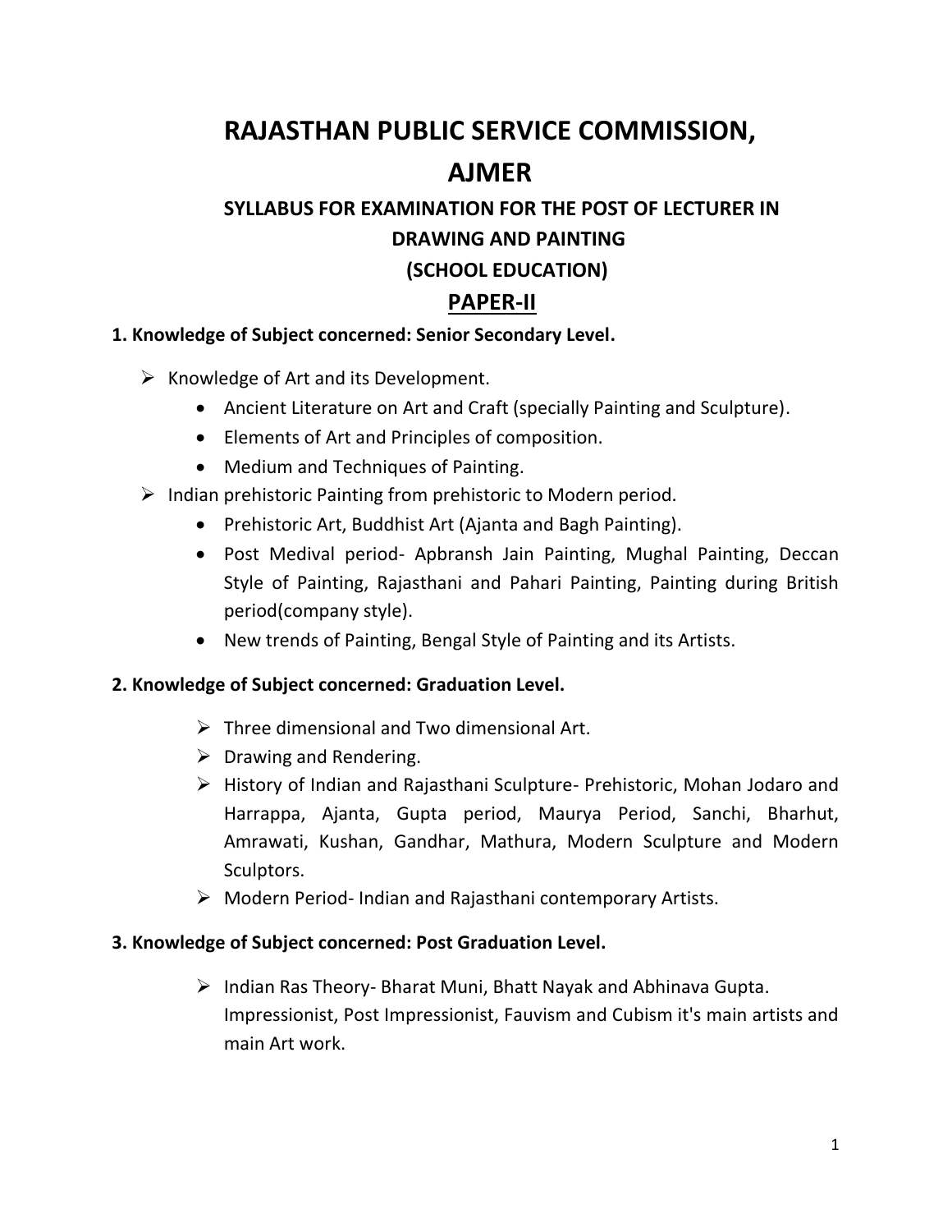# RAJASTHAN PUBLIC SERVICE COMMISSION, AJMER

## SYLLABUS FOR EXAMINATION FOR THE POST OF LECTURER IN DRAWING AND PAINTING (SCHOOL EDUCATION)

## PAPER-II

**1. Knowledge of Subject concerned: Senior Secondary Level.**

- Knowledge of Art and its Development.
  - Ancient Literature on Art and Craft (specially Painting and Sculpture).
  - Elements of Art and Principles of composition.
  - Medium and Techniques of Painting.
- Indian prehistoric Painting from prehistoric to Modern period.
  - Prehistoric Art, Buddhist Art (Ajanta and Bagh Painting).
  - Post Medival period- Apbransh Jain Painting, Mughal Painting, Deccan Style of Painting, Rajasthani and Pahari Painting, Painting during British period(company style).
  - New trends of Painting, Bengal Style of Painting and its Artists.

**2. Knowledge of Subject concerned: Graduation Level.**

- Three dimensional and Two dimensional Art.
- Drawing and Rendering.
- History of Indian and Rajasthani Sculpture- Prehistoric, Mohan Jodaro and Harrappa, Ajanta, Gupta period, Maurya Period, Sanchi, Bharhut, Amrawati, Kushan, Gandhar, Mathura, Modern Sculpture and Modern Sculptors.
- Modern Period- Indian and Rajasthani contemporary Artists.

**3. Knowledge of Subject concerned: Post Graduation Level.**

- Indian Ras Theory- Bharat Muni, Bhatt Nayak and Abhinava Gupta. Impressionist, Post Impressionist, Fauvism and Cubism it's main artists and main Art work.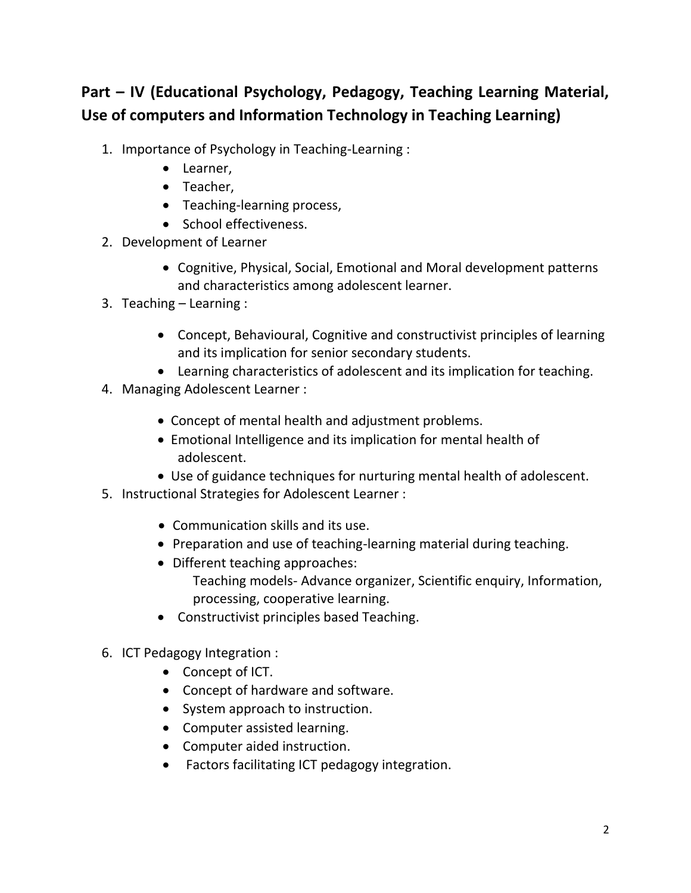## Part – IV (Educational Psychology, Pedagogy, Teaching Learning Material, Use of computers and Information Technology in Teaching Learning)

1. Importance of Psychology in Teaching-Learning :
    - Learner,
    - Teacher,
    - Teaching-learning process,
    - School effectiveness.
2. Development of Learner
    - Cognitive, Physical, Social, Emotional and Moral development patterns and characteristics among adolescent learner.
3. Teaching – Learning :
    - Concept, Behavioural, Cognitive and constructivist principles of learning and its implication for senior secondary students.
    - Learning characteristics of adolescent and its implication for teaching.
4. Managing Adolescent Learner :
    - Concept of mental health and adjustment problems.
    - Emotional Intelligence and its implication for mental health of adolescent.
    - Use of guidance techniques for nurturing mental health of adolescent.
5. Instructional Strategies for Adolescent Learner :
    - Communication skills and its use.
    - Preparation and use of teaching-learning material during teaching.
    - Different teaching approaches:
      Teaching models- Advance organizer, Scientific enquiry, Information, processing, cooperative learning.
    - Constructivist principles based Teaching.
6. ICT Pedagogy Integration :
    - Concept of ICT.
    - Concept of hardware and software.
    - System approach to instruction.
    - Computer assisted learning.
    - Computer aided instruction.
    - Factors facilitating ICT pedagogy integration.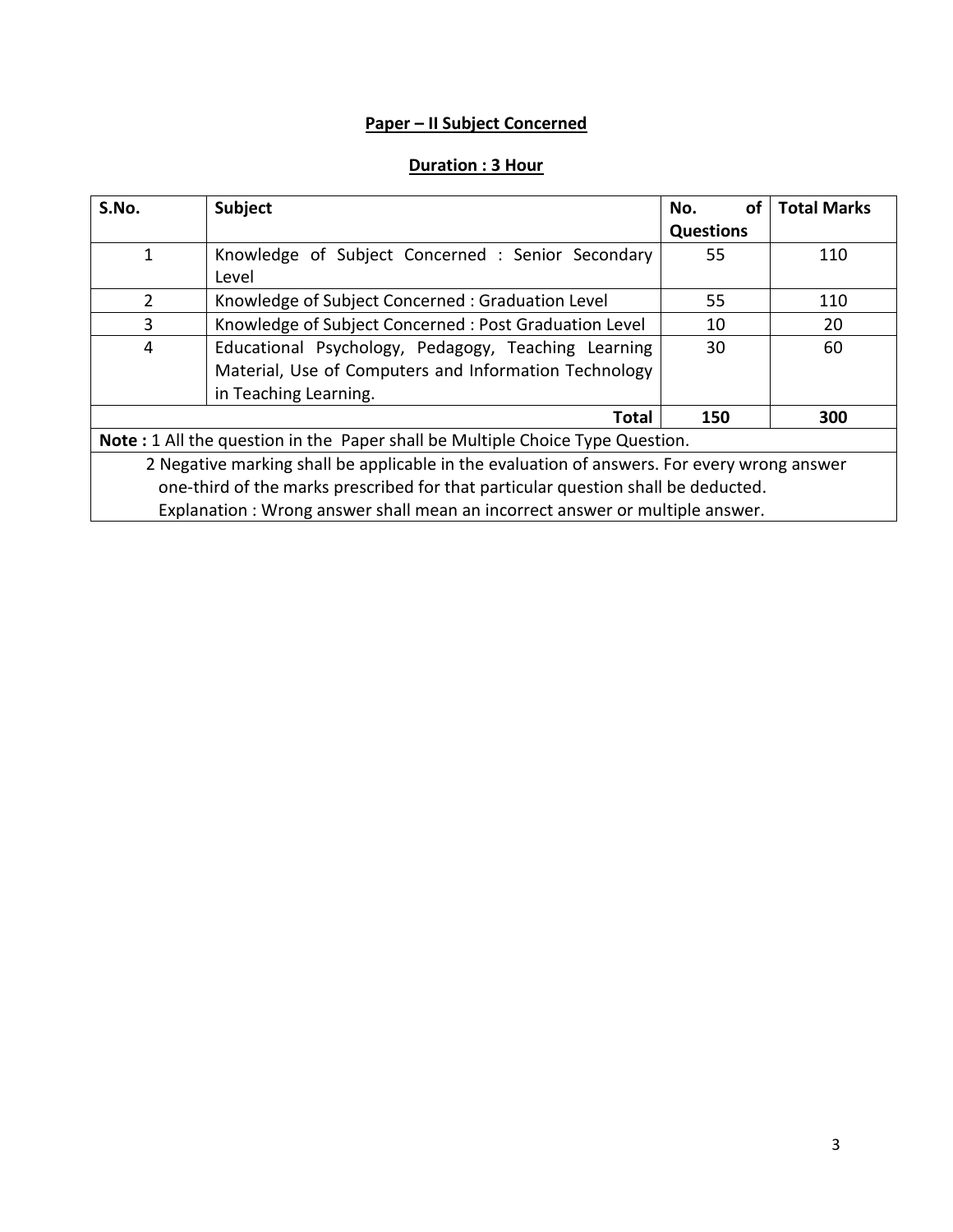## Paper – II Subject Concerned

### Duration : 3 Hour

| S.No. | Subject | No. of Questions | Total Marks |
|---|---|---|---|
| 1 | Knowledge of Subject Concerned : Senior Secondary Level | 55 | 110 |
| 2 | Knowledge of Subject Concerned : Graduation Level | 55 | 110 |
| 3 | Knowledge of Subject Concerned : Post Graduation Level | 10 | 20 |
| 4 | Educational Psychology, Pedagogy, Teaching Learning Material, Use of Computers and Information Technology in Teaching Learning. | 30 | 60 |
| | **Total** | **150** | **300** |

**Note :** 1 All the question in the Paper shall be Multiple Choice Type Question.

2 Negative marking shall be applicable in the evaluation of answers. For every wrong answer one-third of the marks prescribed for that particular question shall be deducted.
Explanation : Wrong answer shall mean an incorrect answer or multiple answer.